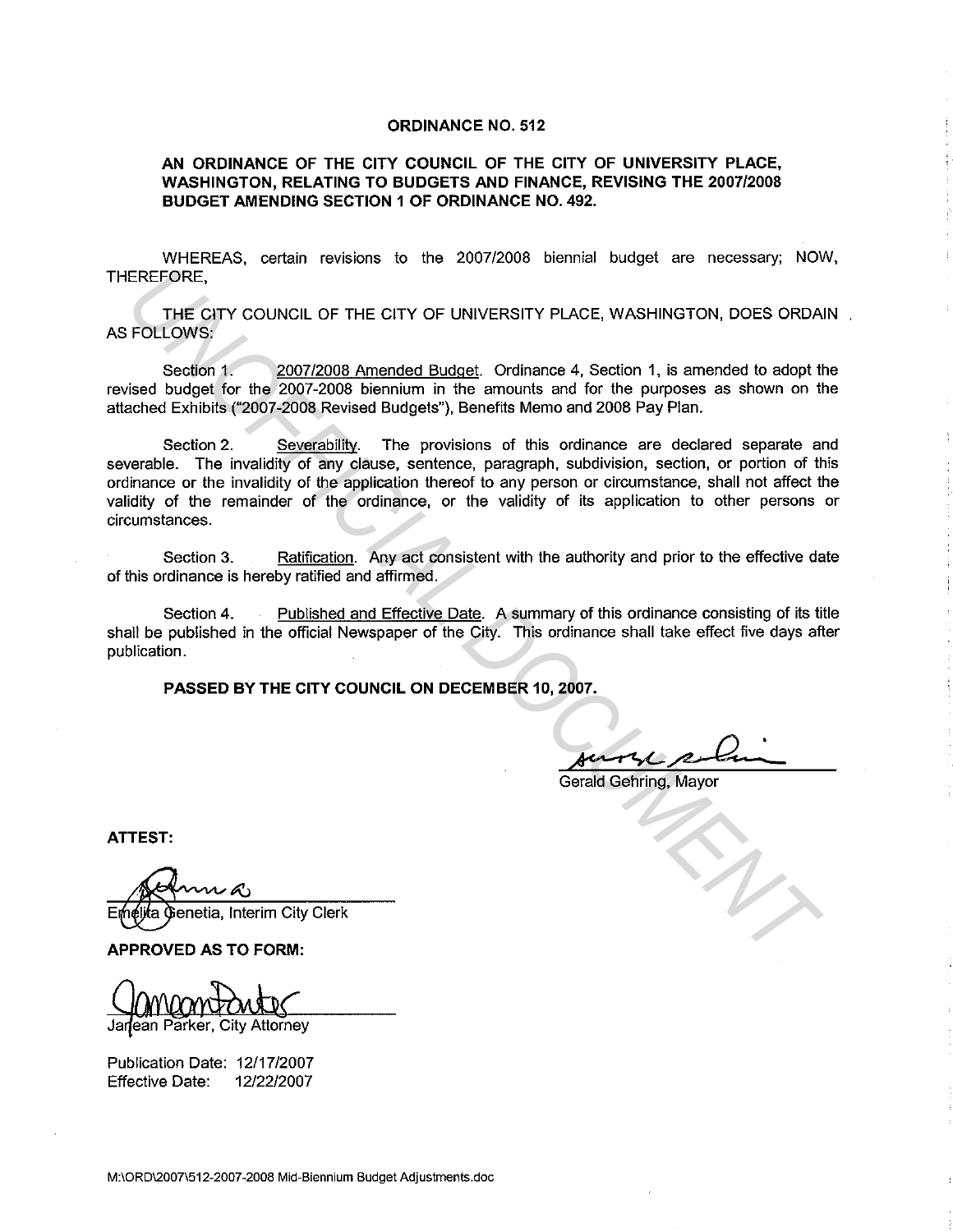# ORDINANCE NO. 512

## AN ORDINANCE OF THE CITY COUNCIL OF THE CITY OF UNIVERSITY PLACE, WASHINGTON, RELATING TO BUDGETS AND FINANCE, REVISING THE 2007/2008 BUDGET AMENDING SECTION 1 OF ORDINANCE NO. 492.

WHEREAS, certain revisions to the 2007/2008 biennial budget are necessary; NOW, THEREFORE,

THE CITY COUNCIL OF THE CITY OF UNIVERSITY PLACE, WASHINGTON, DOES ORDAIN AS FOLLOWS:

Section 1. 2007/2008 Amended Budget. Ordinance 4, Section 1, is amended to adopt the revised budget for the 2007-2008 biennium in the amounts and for the purposes as shown on the attached Exhibits ("2007-2008 Revised Budgets"), Benefits Memo and 2008 Pay Plan.

Section 2. Severability. The provisions of this ordinance are declared separate and severable. The invalidity of any clause, sentence, paragraph, subdivision, section, or portion of this ordinance or the invalidity of the application thereof to any person or circumstance, shall not affect the validity of the remainder of the ordinance, or the validity of its application to other persons or circumstances.

Section 3. Ratification. Any act consistent with the authority and prior to the effective date of this ordinance is hereby ratified and affirmed.

Section 4. Published and Effective Date. A summary of this ordinance consisting of its title shall be published in the official Newspaper of the City. This ordinance shall take effect five days after publication.

**PASSED BY THE CITY COUNCIL ON DECEMBER 10, 2007.**

Gerald Gehring, Mayor

**ATTEST:**

Emelita Genetia, Interim City Clerk

**APPROVED AS TO FORM:**

Janean Parker, City Attorney

Publication Date: 12/17/2007
Effective Date: 12/22/2007

M:\ORD\2007\512-2007-2008 Mid-Biennium Budget Adjustments.doc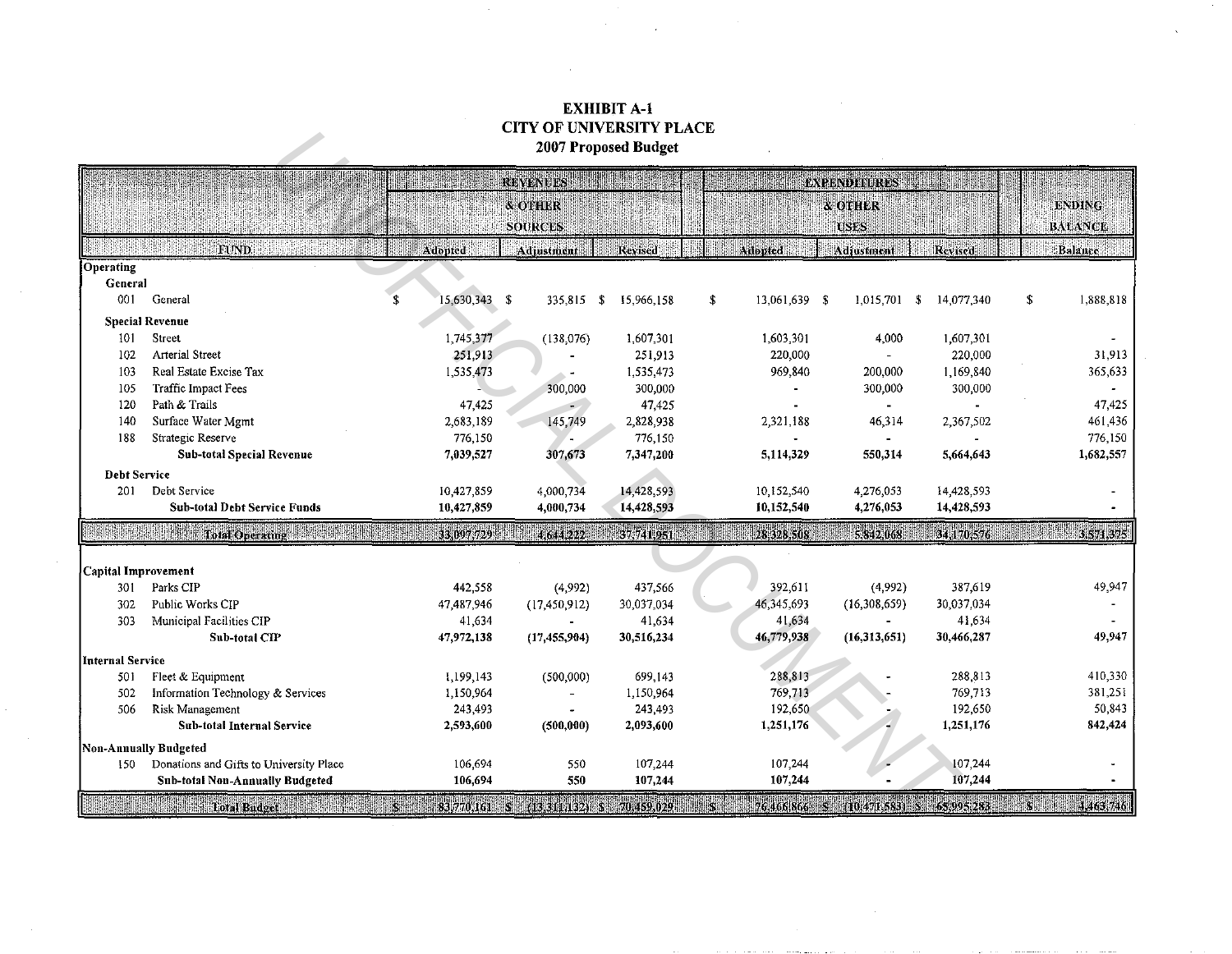# EXHIBIT A-1
## CITY OF UNIVERSITY PLACE
### 2007 Proposed Budget

| | | REVENUES & OTHER SOURCES | | | EXPENDITURES & OTHER USES | | | ENDING BALANCE |
|---|---|---|---|---|---|---|---|---|
| | FUND | Adopted | Adjustment | Revised | Adopted | Adjustment | Revised | Balance |
| **Operating** | | | | | | | | |
| **General** | | | | | | | | |
| 001 | General | $ 15,630,343 | $ 335,815 | $ 15,966,158 | $ 13,061,639 | $ 1,015,701 | $ 14,077,340 | $ 1,888,818 |
| **Special Revenue** | | | | | | | | |
| 101 | Street | 1,745,377 | (138,076) | 1,607,301 | 1,603,301 | 4,000 | 1,607,301 | - |
| 102 | Arterial Street | 251,913 | - | 251,913 | 220,000 | - | 220,000 | 31,913 |
| 103 | Real Estate Excise Tax | 1,535,473 | - | 1,535,473 | 969,840 | 200,000 | 1,169,840 | 365,633 |
| 105 | Traffic Impact Fees | - | 300,000 | 300,000 | - | 300,000 | 300,000 | - |
| 120 | Path & Trails | 47,425 | - | 47,425 | - | - | - | 47,425 |
| 140 | Surface Water Mgmt | 2,683,189 | 145,749 | 2,828,938 | 2,321,188 | 46,314 | 2,367,502 | 461,436 |
| 188 | Strategic Reserve | 776,150 | - | 776,150 | - | - | - | 776,150 |
| | **Sub-total Special Revenue** | **7,039,527** | **307,673** | **7,347,200** | **5,114,329** | **550,314** | **5,664,643** | **1,682,557** |
| **Debt Service** | | | | | | | | |
| 201 | Debt Service | 10,427,859 | 4,000,734 | 14,428,593 | 10,152,540 | 4,276,053 | 14,428,593 | - |
| | **Sub-total Debt Service Funds** | **10,427,859** | **4,000,734** | **14,428,593** | **10,152,540** | **4,276,053** | **14,428,593** | **-** |
| | **Total Operating** | **33,097,729** | **4,644,222** | **37,741,951** | **28,328,508** | **5,842,068** | **34,170,576** | **3,571,375** |
| **Capital Improvement** | | | | | | | | |
| 301 | Parks CIP | 442,558 | (4,992) | 437,566 | 392,611 | (4,992) | 387,619 | 49,947 |
| 302 | Public Works CIP | 47,487,946 | (17,450,912) | 30,037,034 | 46,345,693 | (16,308,659) | 30,037,034 | - |
| 303 | Municipal Facilities CIP | 41,634 | - | 41,634 | 41,634 | - | 41,634 | - |
| | **Sub-total CIP** | **47,972,138** | **(17,455,904)** | **30,516,234** | **46,779,938** | **(16,313,651)** | **30,466,287** | **49,947** |
| **Internal Service** | | | | | | | | |
| 501 | Fleet & Equipment | 1,199,143 | (500,000) | 699,143 | 288,813 | - | 288,813 | 410,330 |
| 502 | Information Technology & Services | 1,150,964 | - | 1,150,964 | 769,713 | - | 769,713 | 381,251 |
| 506 | Risk Management | 243,493 | - | 243,493 | 192,650 | - | 192,650 | 50,843 |
| | **Sub-total Internal Service** | **2,593,600** | **(500,000)** | **2,093,600** | **1,251,176** | **-** | **1,251,176** | **842,424** |
| **Non-Annually Budgeted** | | | | | | | | |
| 150 | Donations and Gifts to University Place | 106,694 | 550 | 107,244 | 107,244 | - | 107,244 | - |
| | **Sub-total Non-Annually Budgeted** | **106,694** | **550** | **107,244** | **107,244** | **-** | **107,244** | **-** |
| | **Total Budget** | **$ 83,770,161** | **$ (13,311,132)** | **$ 70,459,029** | **$ 76,466,866** | **$ (10,471,583)** | **$ 65,995,283** | **$ 4,463,746** |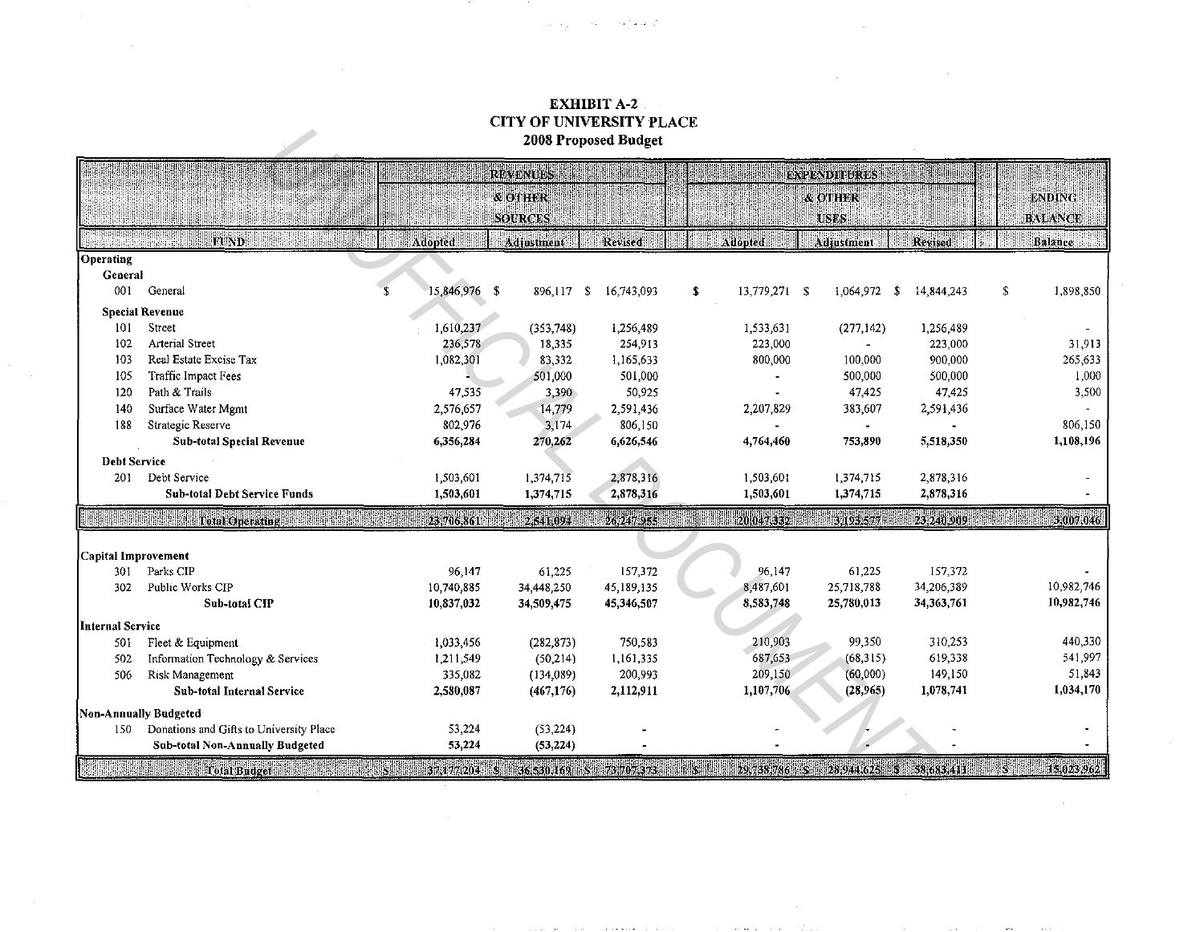# EXHIBIT A-2
## CITY OF UNIVERSITY PLACE
### 2008 Proposed Budget

| FUND | | REVENUES & OTHER SOURCES Adopted | Adjustment | Revised | EXPENDITURES & OTHER USES Adopted | Adjustment | Revised | ENDING BALANCE Balance |
|---|---|---|---|---|---|---|---|---|
| **Operating** | | | | | | | | |
| **General** | | | | | | | | |
| 001 | General | $ 15,846,976 | $ 896,117 | $ 16,743,093 | $ 13,779,271 | $ 1,064,972 | $ 14,844,243 | $ 1,898,850 |
| **Special Revenue** | | | | | | | | |
| 101 | Street | 1,610,237 | (353,748) | 1,256,489 | 1,533,631 | (277,142) | 1,256,489 | - |
| 102 | Arterial Street | 236,578 | 18,335 | 254,913 | 223,000 | - | 223,000 | 31,913 |
| 103 | Real Estate Excise Tax | 1,082,301 | 83,332 | 1,165,633 | 800,000 | 100,000 | 900,000 | 265,633 |
| 105 | Traffic Impact Fees | - | 501,000 | 501,000 | - | 500,000 | 500,000 | 1,000 |
| 120 | Path & Trails | 47,535 | 3,390 | 50,925 | - | 47,425 | 47,425 | 3,500 |
| 140 | Surface Water Mgmt | 2,576,657 | 14,779 | 2,591,436 | 2,207,829 | 383,607 | 2,591,436 | - |
| 188 | Strategic Reserve | 802,976 | 3,174 | 806,150 | - | - | - | 806,150 |
| | **Sub-total Special Revenue** | **6,356,284** | **270,262** | **6,626,546** | **4,764,460** | **753,890** | **5,518,350** | **1,108,196** |
| **Debt Service** | | | | | | | | |
| 201 | Debt Service | 1,503,601 | 1,374,715 | 2,878,316 | 1,503,601 | 1,374,715 | 2,878,316 | - |
| | **Sub-total Debt Service Funds** | **1,503,601** | **1,374,715** | **2,878,316** | **1,503,601** | **1,374,715** | **2,878,316** | **-** |
| | **Total Operating** | **23,706,861** | **2,541,094** | **26,247,955** | **20,047,332** | **3,193,577** | **23,240,909** | **3,007,046** |
| **Capital Improvement** | | | | | | | | |
| 301 | Parks CIP | 96,147 | 61,225 | 157,372 | 96,147 | 61,225 | 157,372 | - |
| 302 | Public Works CIP | 10,740,885 | 34,448,250 | 45,189,135 | 8,487,601 | 25,718,788 | 34,206,389 | 10,982,746 |
| | **Sub-total CIP** | **10,837,032** | **34,509,475** | **45,346,507** | **8,583,748** | **25,780,013** | **34,363,761** | **10,982,746** |
| **Internal Service** | | | | | | | | |
| 501 | Fleet & Equipment | 1,033,456 | (282,873) | 750,583 | 210,903 | 99,350 | 310,253 | 440,330 |
| 502 | Information Technology & Services | 1,211,549 | (50,214) | 1,161,335 | 687,653 | (68,315) | 619,338 | 541,997 |
| 506 | Risk Management | 335,082 | (134,089) | 200,993 | 209,150 | (60,000) | 149,150 | 51,843 |
| | **Sub-total Internal Service** | **2,580,087** | **(467,176)** | **2,112,911** | **1,107,706** | **(28,965)** | **1,078,741** | **1,034,170** |
| **Non-Annually Budgeted** | | | | | | | | |
| 150 | Donations and Gifts to University Place | 53,224 | (53,224) | - | - | - | - | - |
| | **Sub-total Non-Annually Budgeted** | **53,224** | **(53,224)** | **-** | **-** | **-** | **-** | **-** |
| | **Total Budget** | **$ 37,177,204** | **$ 36,530,169** | **$ 73,707,373** | **$ 29,738,786** | **$ 28,944,625** | **$ 58,683,411** | **$ 15,023,962** |